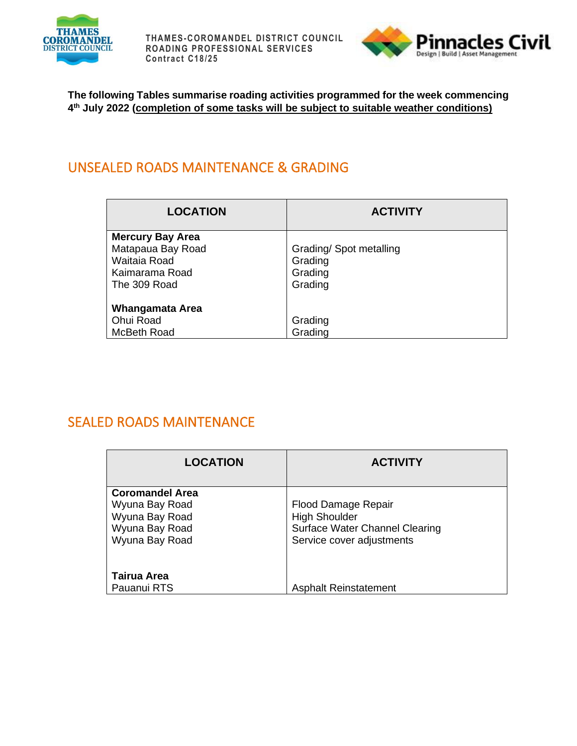THAMES-COROMANDEL DISTRICT COUNCIL
ROADING PROFESSIONAL SERVICES
Contract C18/25

**The following Tables summarise roading activities programmed for the week commencing 4th July 2022 (completion of some tasks will be subject to suitable weather conditions)**

## UNSEALED ROADS MAINTENANCE & GRADING

| LOCATION | ACTIVITY |
|---|---|
| **Mercury Bay Area** | |
| Matapaua Bay Road | Grading/ Spot metalling |
| Waitaia Road | Grading |
| Kaimarama Road | Grading |
| The 309 Road | Grading |
| **Whangamata Area** | |
| Ohui Road | Grading |
| McBeth Road | Grading |

## SEALED ROADS MAINTENANCE

| LOCATION | ACTIVITY |
|---|---|
| **Coromandel Area** | |
| Wyuna Bay Road | Flood Damage Repair |
| Wyuna Bay Road | High Shoulder |
| Wyuna Bay Road | Surface Water Channel Clearing |
| Wyuna Bay Road | Service cover adjustments |
| **Tairua Area** | |
| Pauanui RTS | Asphalt Reinstatement |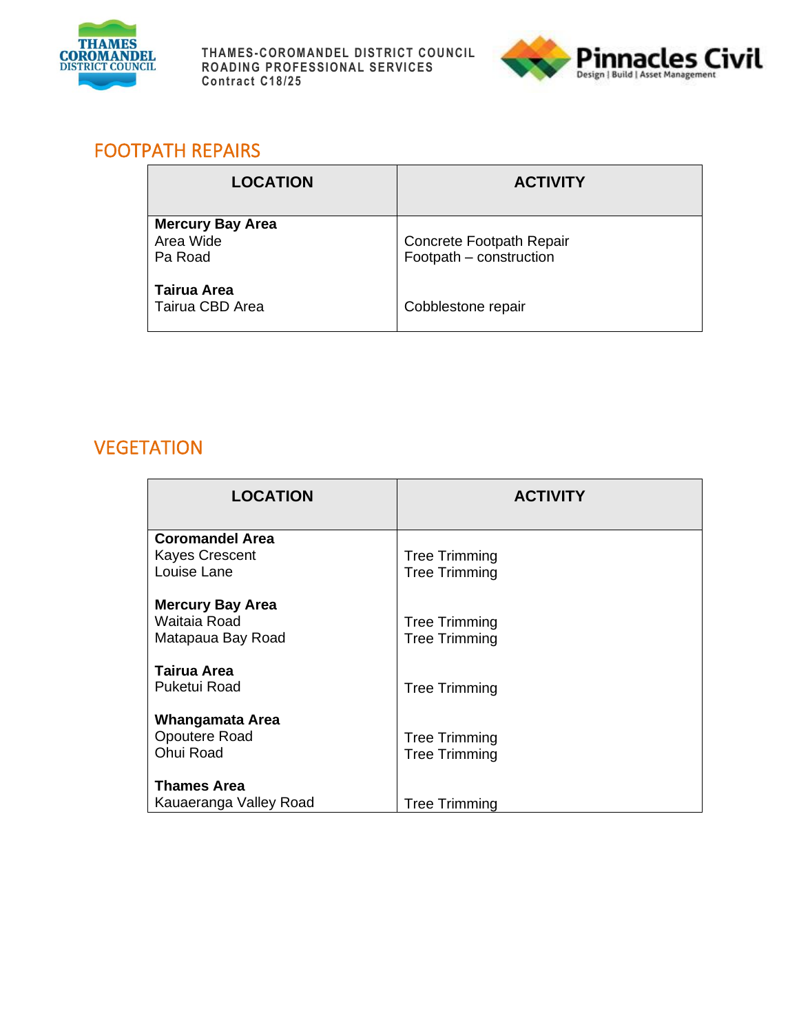## FOOTPATH REPAIRS

| LOCATION | ACTIVITY |
|---|---|
| **Mercury Bay Area** | |
| Area Wide | Concrete Footpath Repair |
| Pa Road | Footpath – construction |
| **Tairua Area** | |
| Tairua CBD Area | Cobblestone repair |

## VEGETATION

| LOCATION | ACTIVITY |
|---|---|
| **Coromandel Area** | |
| Kayes Crescent | Tree Trimming |
| Louise Lane | Tree Trimming |
| **Mercury Bay Area** | |
| Waitaia Road | Tree Trimming |
| Matapaua Bay Road | Tree Trimming |
| **Tairua Area** | |
| Puketui Road | Tree Trimming |
| **Whangamata Area** | |
| Opoutere Road | Tree Trimming |
| Ohui Road | Tree Trimming |
| **Thames Area** | |
| Kauaeranga Valley Road | Tree Trimming |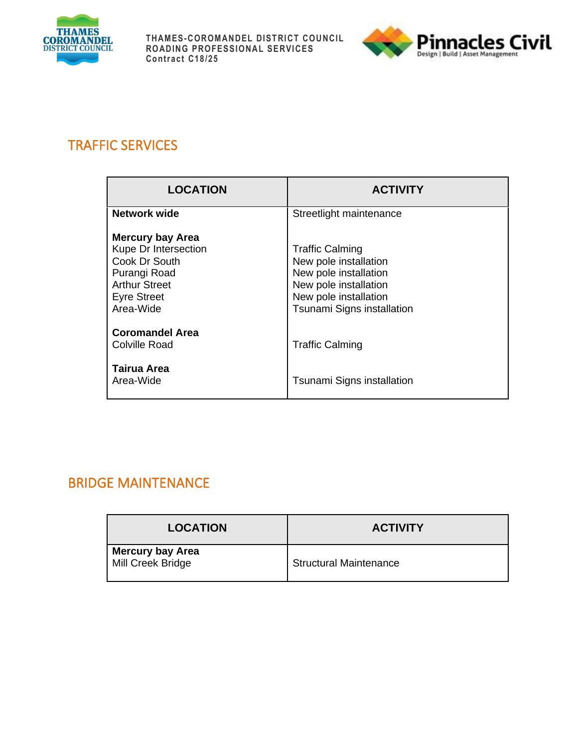## TRAFFIC SERVICES

| LOCATION | ACTIVITY |
|---|---|
| **Network wide** | Streetlight maintenance |
| **Mercury bay Area** | |
| Kupe Dr Intersection | Traffic Calming |
| Cook Dr South | New pole installation |
| Purangi Road | New pole installation |
| Arthur Street | New pole installation |
| Eyre Street | New pole installation |
| Area-Wide | Tsunami Signs installation |
| **Coromandel Area** | |
| Colville Road | Traffic Calming |
| **Tairua Area** | |
| Area-Wide | Tsunami Signs installation |

## BRIDGE MAINTENANCE

| LOCATION | ACTIVITY |
|---|---|
| **Mercury bay Area** | |
| Mill Creek Bridge | Structural Maintenance |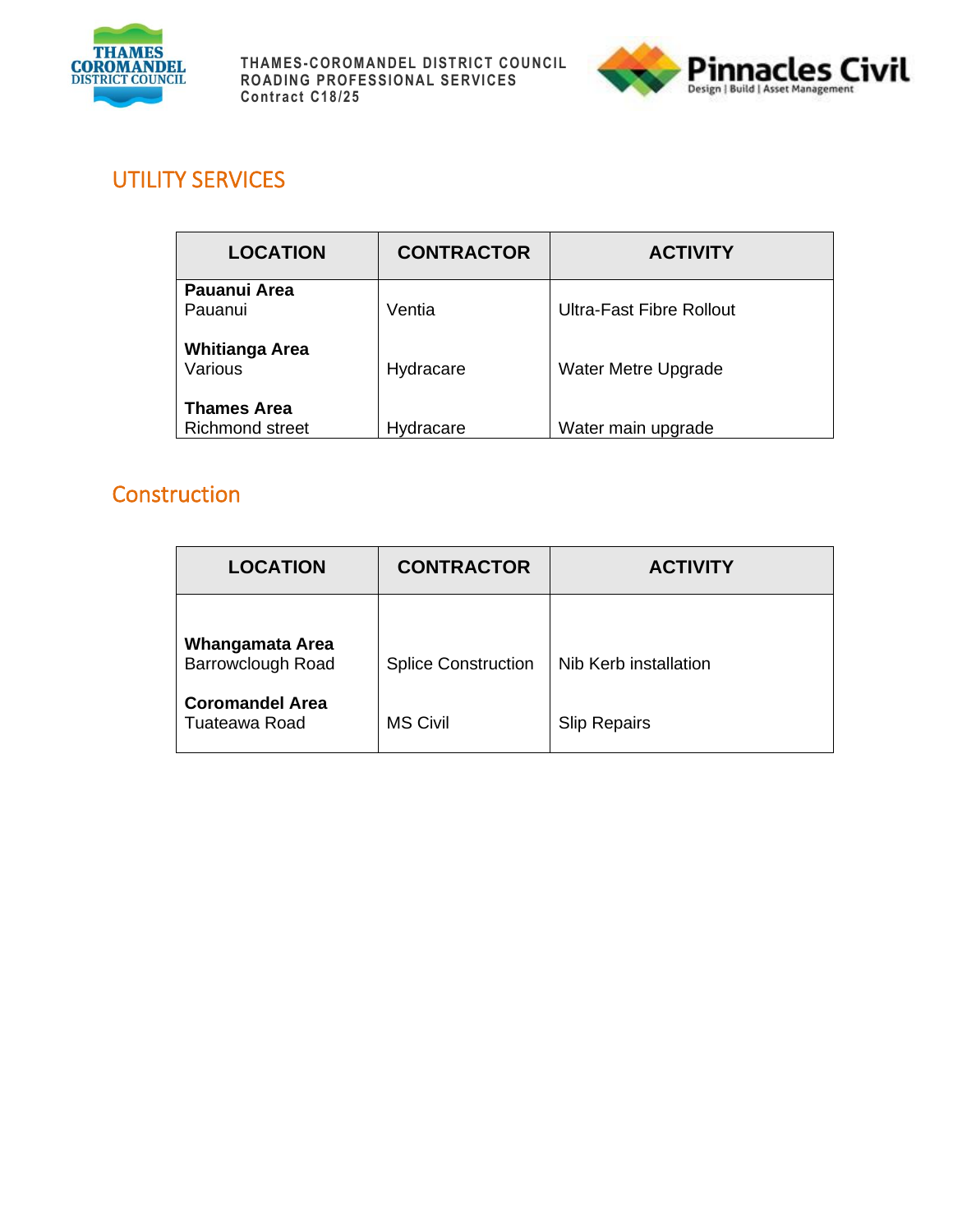## UTILITY SERVICES

| LOCATION | CONTRACTOR | ACTIVITY |
|---|---|---|
| **Pauanui Area**<br>Pauanui | Ventia | Ultra-Fast Fibre Rollout |
| **Whitianga Area**<br>Various | Hydracare | Water Metre Upgrade |
| **Thames Area**<br>Richmond street | Hydracare | Water main upgrade |

## Construction

| LOCATION | CONTRACTOR | ACTIVITY |
|---|---|---|
| **Whangamata Area**<br>Barrowclough Road | Splice Construction | Nib Kerb installation |
| **Coromandel Area**<br>Tuateawa Road | MS Civil | Slip Repairs |